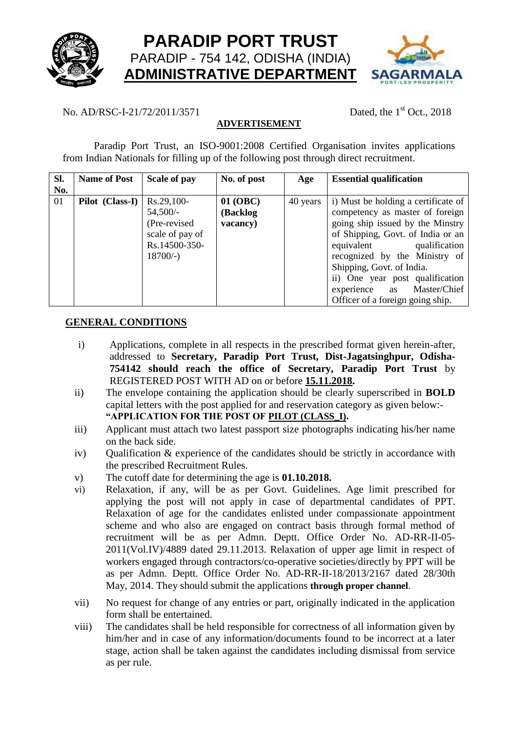# PARADIP PORT TRUST

PARADIP - 754 142, ODISHA (INDIA)

## ADMINISTRATIVE DEPARTMENT

No. AD/RSC-I-21/72/2011/3571 Dated, the 1st Oct., 2018

### ADVERTISEMENT

Paradip Port Trust, an ISO-9001:2008 Certified Organisation invites applications from Indian Nationals for filling up of the following post through direct recruitment.

| Sl. No. | Name of Post | Scale of pay | No. of post | Age | Essential qualification |
|---|---|---|---|---|---|
| 01 | **Pilot (Class-I)** | Rs.29,100-54,500/- (Pre-revised scale of pay of Rs.14500-350-18700/-) | **01 (OBC) (Backlog vacancy)** | 40 years | i) Must be holding a certificate of competency as master of foreign going ship issued by the Minstry of Shipping, Govt. of India or an equivalent qualification recognized by the Ministry of Shipping, Govt. of India.<br>ii) One year post qualification experience as Master/Chief Officer of a foreign going ship. |

### GENERAL CONDITIONS

i) Applications, complete in all respects in the prescribed format given herein-after, addressed to **Secretary, Paradip Port Trust, Dist-Jagatsinghpur, Odisha-754142 should reach the office of Secretary, Paradip Port Trust** by REGISTERED POST WITH AD on or before **15.11.2018.**

ii) The envelope containing the application should be clearly superscribed in **BOLD** capital letters with the post applied for and reservation category as given below:- **"APPLICATION FOR THE POST OF PILOT (CLASS_I).**

iii) Applicant must attach two latest passport size photographs indicating his/her name on the back side.

iv) Qualification & experience of the candidates should be strictly in accordance with the prescribed Recruitment Rules.

v) The cutoff date for determining the age is **01.10.2018.**

vi) Relaxation, if any, will be as per Govt. Guidelines. Age limit prescribed for applying the post will not apply in case of departmental candidates of PPT. Relaxation of age for the candidates enlisted under compassionate appointment scheme and who also are engaged on contract basis through formal method of recruitment will be as per Admn. Deptt. Office Order No. AD-RR-II-05-2011(Vol.IV)/4889 dated 29.11.2013. Relaxation of upper age limit in respect of workers engaged through contractors/co-operative societies/directly by PPT will be as per Admn. Deptt. Office Order No. AD-RR-II-18/2013/2167 dated 28/30th May, 2014. They should submit the applications **through proper channel**.

vii) No request for change of any entries or part, originally indicated in the application form shall be entertained.

viii) The candidates shall be held responsible for correctness of all information given by him/her and in case of any information/documents found to be incorrect at a later stage, action shall be taken against the candidates including dismissal from service as per rule.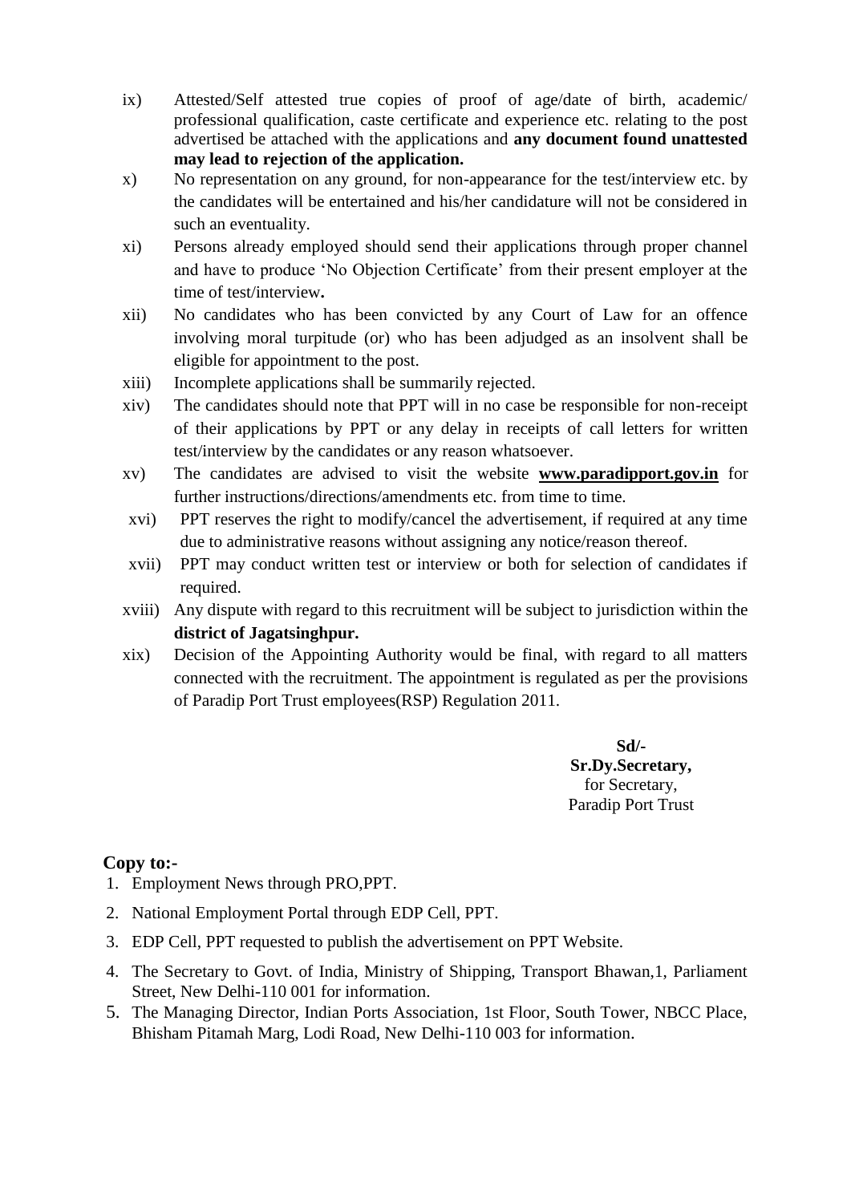ix) Attested/Self attested true copies of proof of age/date of birth, academic/ professional qualification, caste certificate and experience etc. relating to the post advertised be attached with the applications and **any document found unattested may lead to rejection of the application.**

x) No representation on any ground, for non-appearance for the test/interview etc. by the candidates will be entertained and his/her candidature will not be considered in such an eventuality.

xi) Persons already employed should send their applications through proper channel and have to produce 'No Objection Certificate' from their present employer at the time of test/interview**.**

xii) No candidates who has been convicted by any Court of Law for an offence involving moral turpitude (or) who has been adjudged as an insolvent shall be eligible for appointment to the post.

xiii) Incomplete applications shall be summarily rejected.

xiv) The candidates should note that PPT will in no case be responsible for non-receipt of their applications by PPT or any delay in receipts of call letters for written test/interview by the candidates or any reason whatsoever.

xv) The candidates are advised to visit the website **www.paradipport.gov.in** for further instructions/directions/amendments etc. from time to time.

xvi) PPT reserves the right to modify/cancel the advertisement, if required at any time due to administrative reasons without assigning any notice/reason thereof.

xvii) PPT may conduct written test or interview or both for selection of candidates if required.

xviii) Any dispute with regard to this recruitment will be subject to jurisdiction within the **district of Jagatsinghpur.**

xix) Decision of the Appointing Authority would be final, with regard to all matters connected with the recruitment. The appointment is regulated as per the provisions of Paradip Port Trust employees(RSP) Regulation 2011.

**Sd/-**
**Sr.Dy.Secretary,**
for Secretary,
Paradip Port Trust

**Copy to:-**

1. Employment News through PRO,PPT.
2. National Employment Portal through EDP Cell, PPT.
3. EDP Cell, PPT requested to publish the advertisement on PPT Website.
4. The Secretary to Govt. of India, Ministry of Shipping, Transport Bhawan,1, Parliament Street, New Delhi-110 001 for information.
5. The Managing Director, Indian Ports Association, 1st Floor, South Tower, NBCC Place, Bhisham Pitamah Marg, Lodi Road, New Delhi-110 003 for information.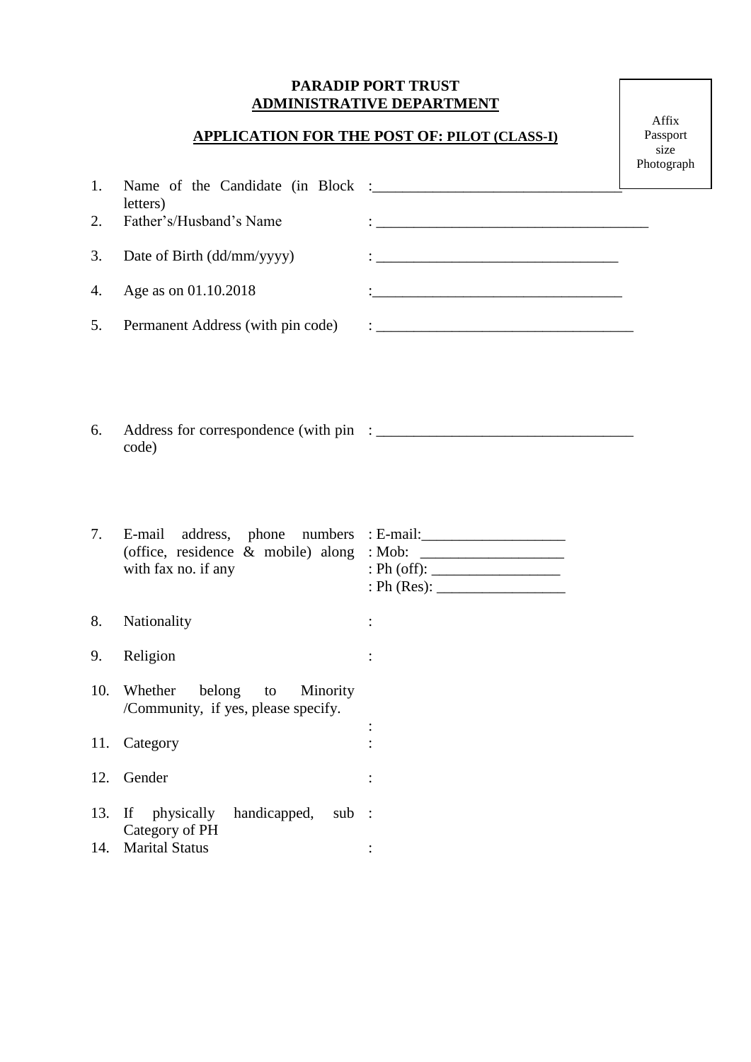**PARADIP PORT TRUST**
**ADMINISTRATIVE DEPARTMENT**

**APPLICATION FOR THE POST OF: PILOT (CLASS-I)**

Affix Passport size Photograph

1. Name of the Candidate (in Block letters) : ______________________________
2. Father's/Husband's Name : ______________________________
3. Date of Birth (dd/mm/yyyy) : ______________________________
4. Age as on 01.10.2018 : ______________________________
5. Permanent Address (with pin code) : ______________________________
6. Address for correspondence (with pin code) : ______________________________
7. E-mail address, phone numbers (office, residence & mobile) along with fax no. if any
   : E-mail: __________________
   : Mob: __________________
   : Ph (off): __________________
   : Ph (Res): __________________
8. Nationality :
9. Religion :
10. Whether belong to Minority /Community, if yes, please specify. :
11. Category :
12. Gender :
13. If physically handicapped, sub Category of PH :
14. Marital Status :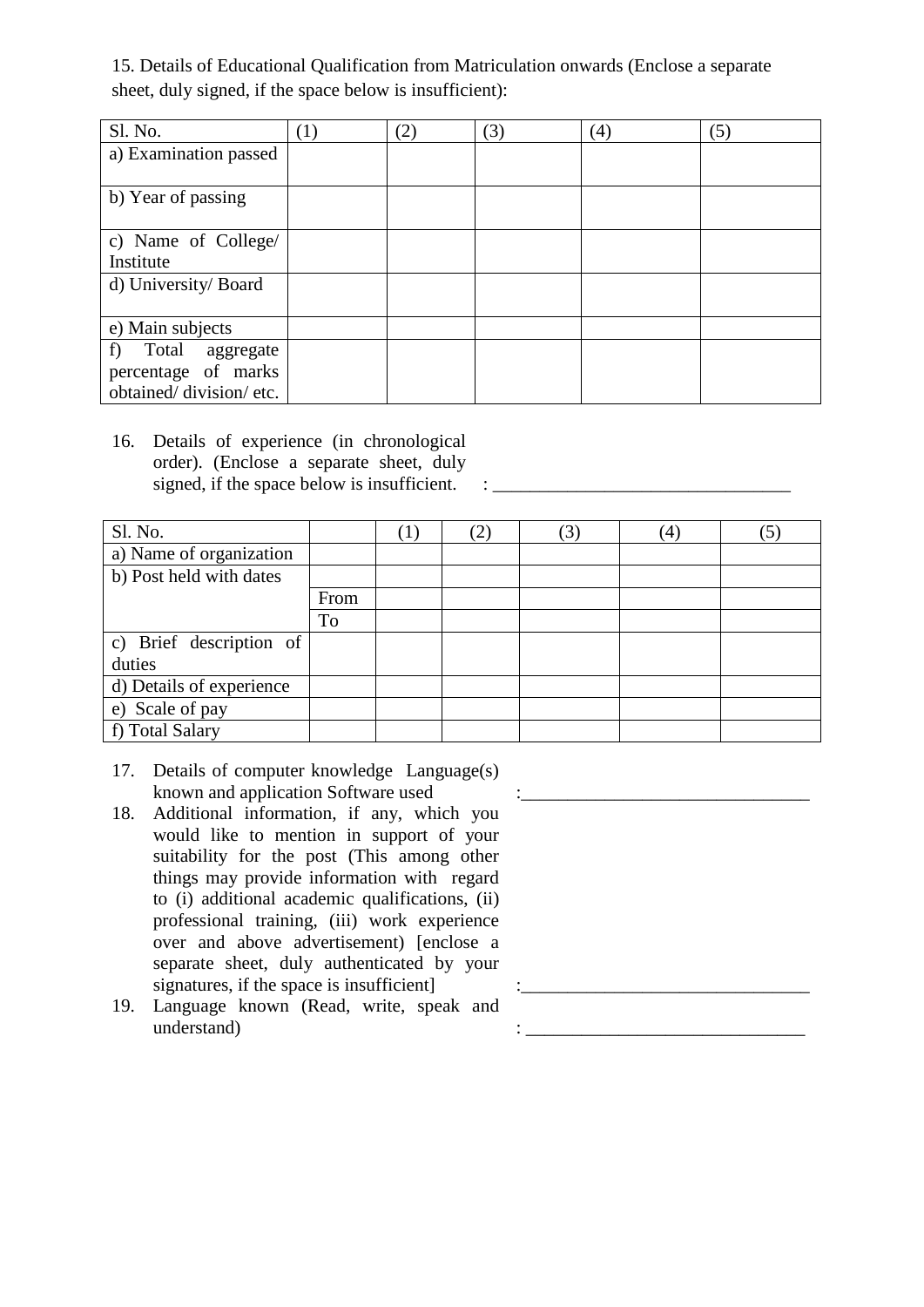15. Details of Educational Qualification from Matriculation onwards (Enclose a separate sheet, duly signed, if the space below is insufficient):

| Sl. No. | (1) | (2) | (3) | (4) | (5) |
|---|---|---|---|---|---|
| a) Examination passed | | | | | |
| b) Year of passing | | | | | |
| c) Name of College/ Institute | | | | | |
| d) University/ Board | | | | | |
| e) Main subjects | | | | | |
| f) Total aggregate percentage of marks obtained/ division/ etc. | | | | | |

16. Details of experience (in chronological order). (Enclose a separate sheet, duly signed, if the space below is insufficient. : ________________________________

| Sl. No. | | (1) | (2) | (3) | (4) | (5) |
|---|---|---|---|---|---|---|
| a) Name of organization | | | | | | |
| b) Post held with dates | | | | | | |
| | From | | | | | |
| | To | | | | | |
| c) Brief description of duties | | | | | | |
| d) Details of experience | | | | | | |
| e) Scale of pay | | | | | | |
| f) Total Salary | | | | | | |

17. Details of computer knowledge Language(s) known and application Software used :______________________________

18. Additional information, if any, which you would like to mention in support of your suitability for the post (This among other things may provide information with regard to (i) additional academic qualifications, (ii) professional training, (iii) work experience over and above advertisement) [enclose a separate sheet, duly authenticated by your signatures, if the space is insufficient] :______________________________

19. Language known (Read, write, speak and understand) : ______________________________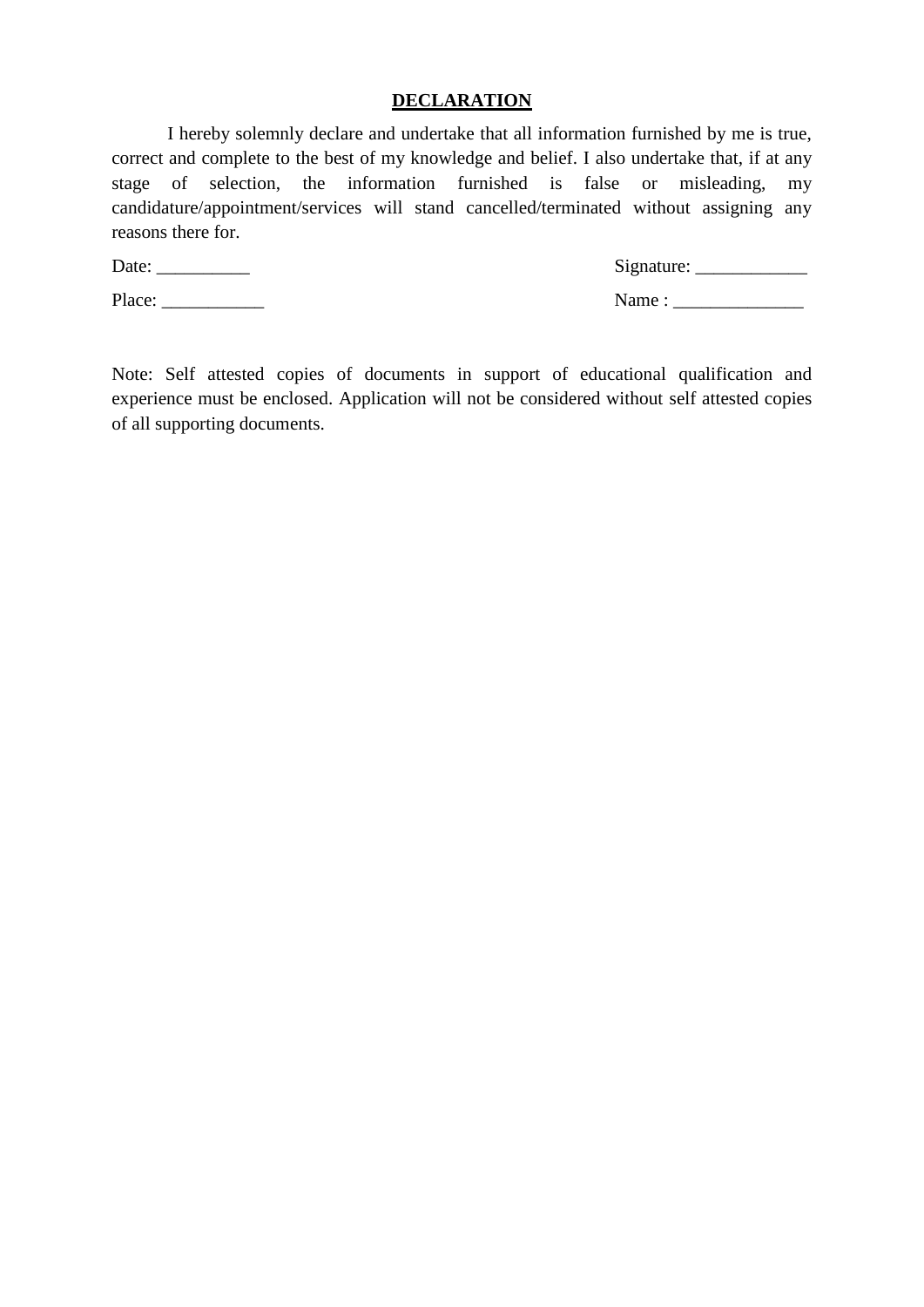**DECLARATION**

I hereby solemnly declare and undertake that all information furnished by me is true, correct and complete to the best of my knowledge and belief. I also undertake that, if at any stage of selection, the information furnished is false or misleading, my candidature/appointment/services will stand cancelled/terminated without assigning any reasons there for.

Date: __________ Signature: ____________

Place: ___________ Name : ______________

Note: Self attested copies of documents in support of educational qualification and experience must be enclosed. Application will not be considered without self attested copies of all supporting documents.